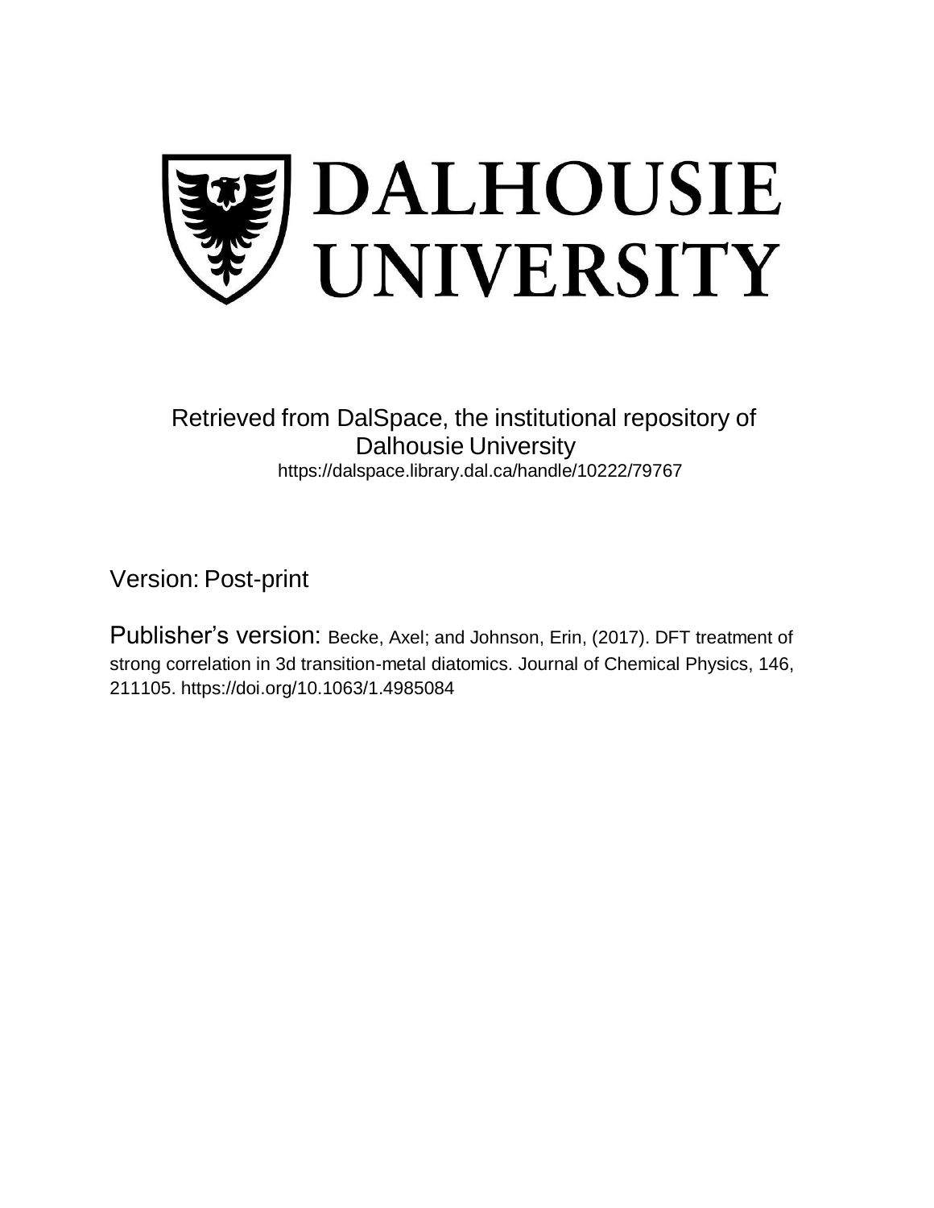# DALHOUSIE UNIVERSITY

Retrieved from DalSpace, the institutional repository of Dalhousie University
https://dalspace.library.dal.ca/handle/10222/79767

Version: Post-print

Publisher's version: Becke, Axel; and Johnson, Erin, (2017). DFT treatment of strong correlation in 3d transition-metal diatomics. Journal of Chemical Physics, 146, 211105. https://doi.org/10.1063/1.4985084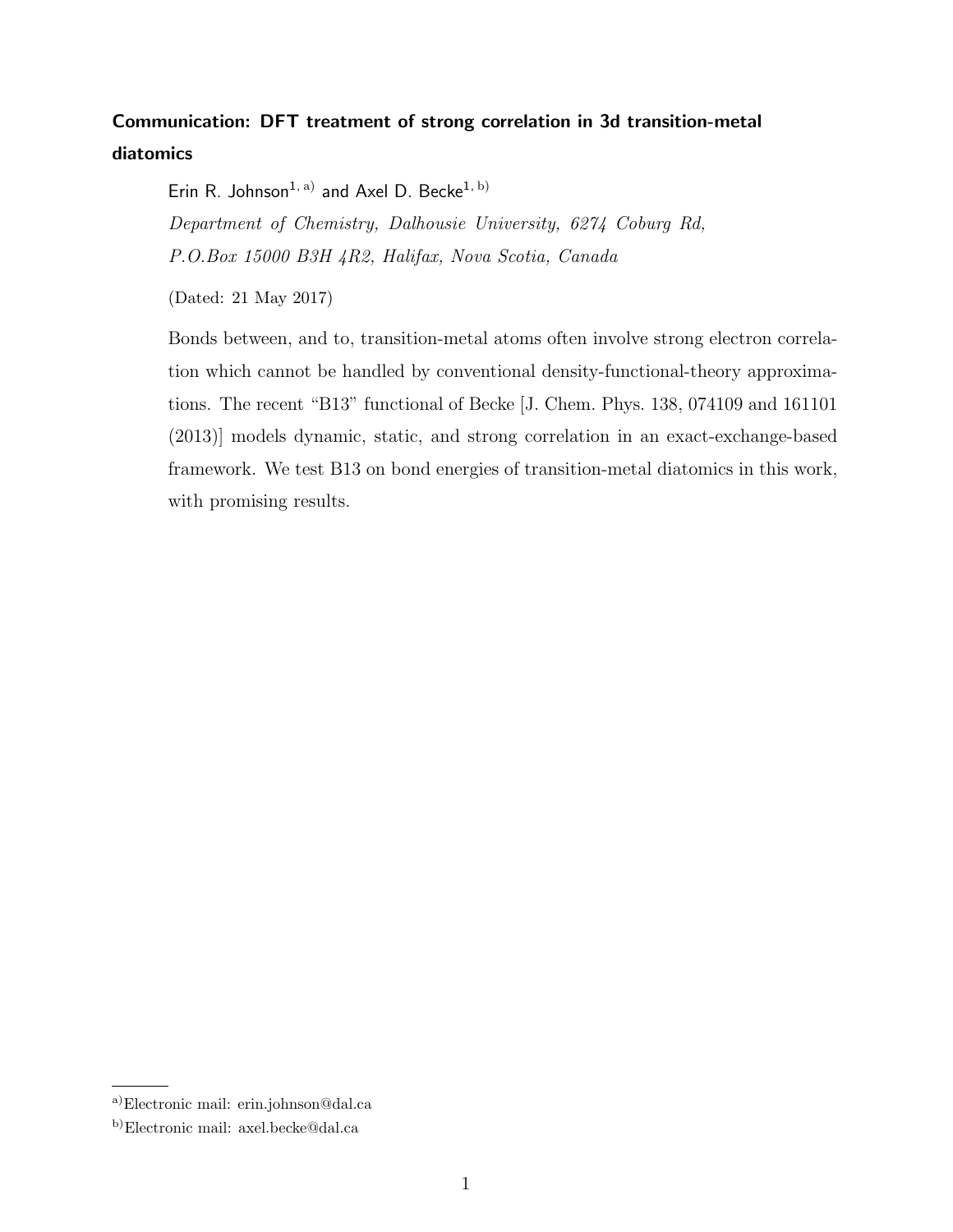# Communication: DFT treatment of strong correlation in 3d transition-metal diatomics

Erin R. Johnson[1, a)] and Axel D. Becke[1, b)]

*Department of Chemistry, Dalhousie University, 6274 Coburg Rd, P.O.Box 15000 B3H 4R2, Halifax, Nova Scotia, Canada*

(Dated: 21 May 2017)

Bonds between, and to, transition-metal atoms often involve strong electron correlation which cannot be handled by conventional density-functional-theory approximations. The recent "B13" functional of Becke [J. Chem. Phys. 138, 074109 and 161101 (2013)] models dynamic, static, and strong correlation in an exact-exchange-based framework. We test B13 on bond energies of transition-metal diatomics in this work, with promising results.

---

[a)]Electronic mail: erin.johnson@dal.ca

[b)]Electronic mail: axel.becke@dal.ca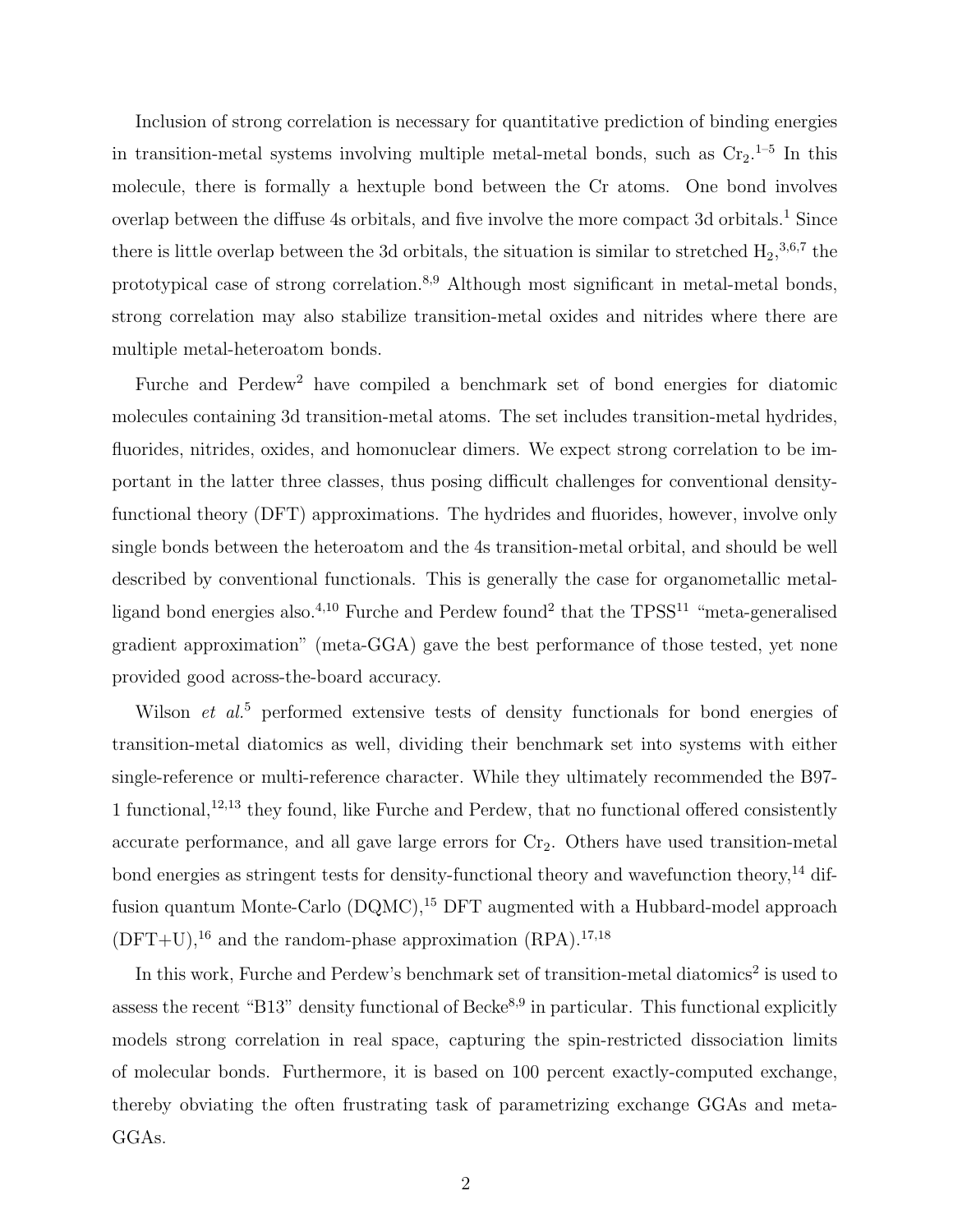Inclusion of strong correlation is necessary for quantitative prediction of binding energies in transition-metal systems involving multiple metal-metal bonds, such as $Cr_2$.[1–5] In this molecule, there is formally a hextuple bond between the Cr atoms. One bond involves overlap between the diffuse 4s orbitals, and five involve the more compact 3d orbitals.[1] Since there is little overlap between the 3d orbitals, the situation is similar to stretched $H_2$,[3,6,7] the prototypical case of strong correlation.[8,9] Although most significant in metal-metal bonds, strong correlation may also stabilize transition-metal oxides and nitrides where there are multiple metal-heteroatom bonds.

Furche and Perdew[2] have compiled a benchmark set of bond energies for diatomic molecules containing 3d transition-metal atoms. The set includes transition-metal hydrides, fluorides, nitrides, oxides, and homonuclear dimers. We expect strong correlation to be important in the latter three classes, thus posing difficult challenges for conventional density-functional theory (DFT) approximations. The hydrides and fluorides, however, involve only single bonds between the heteroatom and the 4s transition-metal orbital, and should be well described by conventional functionals. This is generally the case for organometallic metal-ligand bond energies also.[4,10] Furche and Perdew found[2] that the TPSS[11] "meta-generalised gradient approximation" (meta-GGA) gave the best performance of those tested, yet none provided good across-the-board accuracy.

Wilson *et al.*[5] performed extensive tests of density functionals for bond energies of transition-metal diatomics as well, dividing their benchmark set into systems with either single-reference or multi-reference character. While they ultimately recommended the B97-1 functional,[12,13] they found, like Furche and Perdew, that no functional offered consistently accurate performance, and all gave large errors for $Cr_2$. Others have used transition-metal bond energies as stringent tests for density-functional theory and wavefunction theory,[14] diffusion quantum Monte-Carlo (DQMC),[15] DFT augmented with a Hubbard-model approach (DFT+U),[16] and the random-phase approximation (RPA).[17,18]

In this work, Furche and Perdew's benchmark set of transition-metal diatomics[2] is used to assess the recent "B13" density functional of Becke[8,9] in particular. This functional explicitly models strong correlation in real space, capturing the spin-restricted dissociation limits of molecular bonds. Furthermore, it is based on 100 percent exactly-computed exchange, thereby obviating the often frustrating task of parametrizing exchange GGAs and meta-GGAs.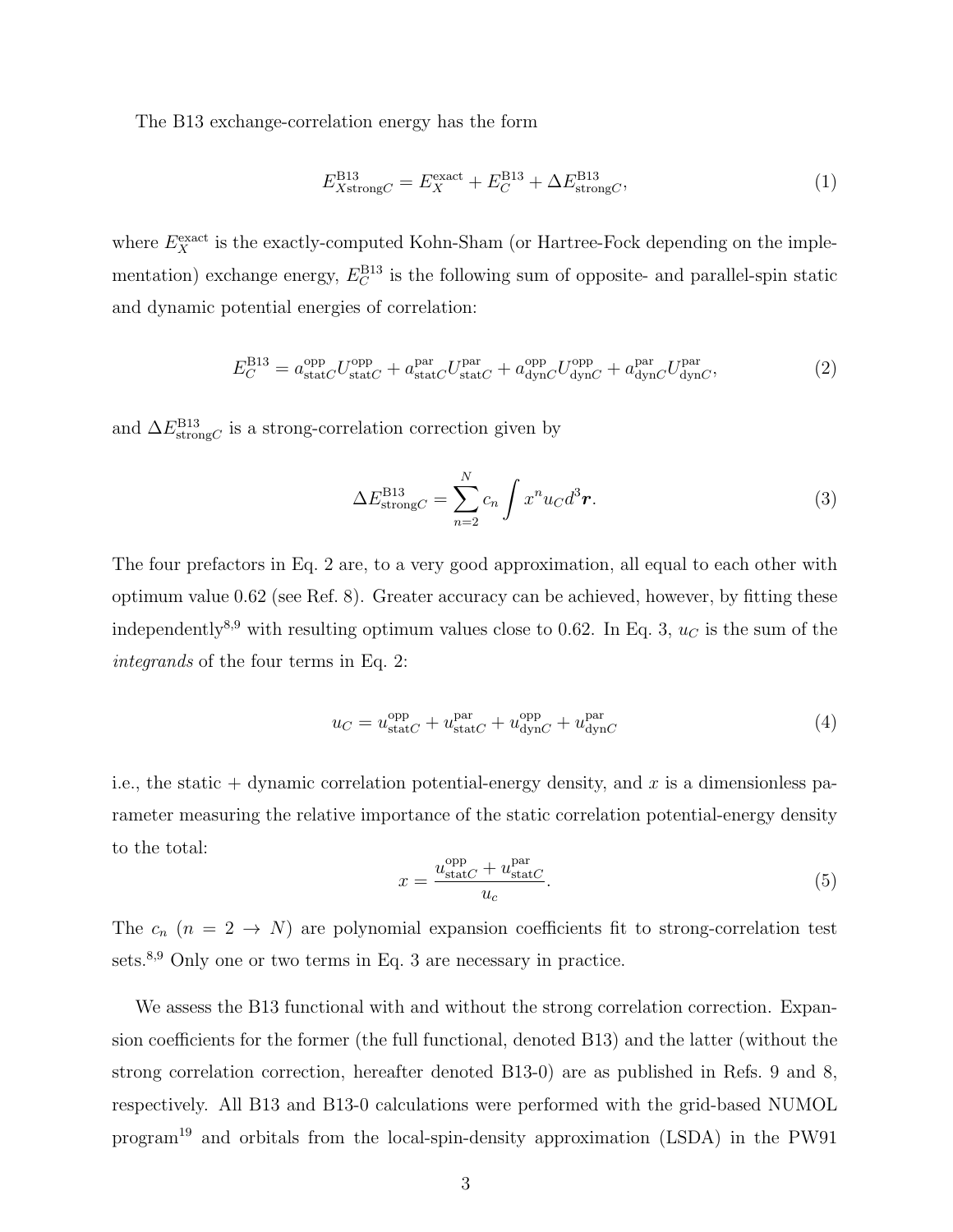The B13 exchange-correlation energy has the form

$$E_{X\text{strong}C}^{\text{B13}} = E_X^{\text{exact}} + E_C^{\text{B13}} + \Delta E_{\text{strong}C}^{\text{B13}}, \tag{1}$$

where $E_X^{\text{exact}}$ is the exactly-computed Kohn-Sham (or Hartree-Fock depending on the implementation) exchange energy, $E_C^{\text{B13}}$ is the following sum of opposite- and parallel-spin static and dynamic potential energies of correlation:

$$E_C^{\text{B13}} = a_{\text{stat}C}^{\text{opp}} U_{\text{stat}C}^{\text{opp}} + a_{\text{stat}C}^{\text{par}} U_{\text{stat}C}^{\text{par}} + a_{\text{dyn}C}^{\text{opp}} U_{\text{dyn}C}^{\text{opp}} + a_{\text{dyn}C}^{\text{par}} U_{\text{dyn}C}^{\text{par}}, \tag{2}$$

and $\Delta E_{\text{strong}C}^{\text{B13}}$ is a strong-correlation correction given by

$$\Delta E_{\text{strong}C}^{\text{B13}} = \sum_{n=2}^{N} c_n \int x^n u_C d^3\boldsymbol{r}. \tag{3}$$

The four prefactors in Eq. 2 are, to a very good approximation, all equal to each other with optimum value 0.62 (see Ref. 8). Greater accuracy can be achieved, however, by fitting these independently[8,9] with resulting optimum values close to 0.62. In Eq. 3, $u_C$ is the sum of the *integrands* of the four terms in Eq. 2:

$$u_C = u_{\text{stat}C}^{\text{opp}} + u_{\text{stat}C}^{\text{par}} + u_{\text{dyn}C}^{\text{opp}} + u_{\text{dyn}C}^{\text{par}} \tag{4}$$

i.e., the static + dynamic correlation potential-energy density, and $x$ is a dimensionless parameter measuring the relative importance of the static correlation potential-energy density to the total:

$$x = \frac{u_{\text{stat}C}^{\text{opp}} + u_{\text{stat}C}^{\text{par}}}{u_c}. \tag{5}$$

The $c_n$ ($n = 2 \to N$) are polynomial expansion coefficients fit to strong-correlation test sets.[8,9] Only one or two terms in Eq. 3 are necessary in practice.

We assess the B13 functional with and without the strong correlation correction. Expansion coefficients for the former (the full functional, denoted B13) and the latter (without the strong correlation correction, hereafter denoted B13-0) are as published in Refs. 9 and 8, respectively. All B13 and B13-0 calculations were performed with the grid-based NUMOL program[19] and orbitals from the local-spin-density approximation (LSDA) in the PW91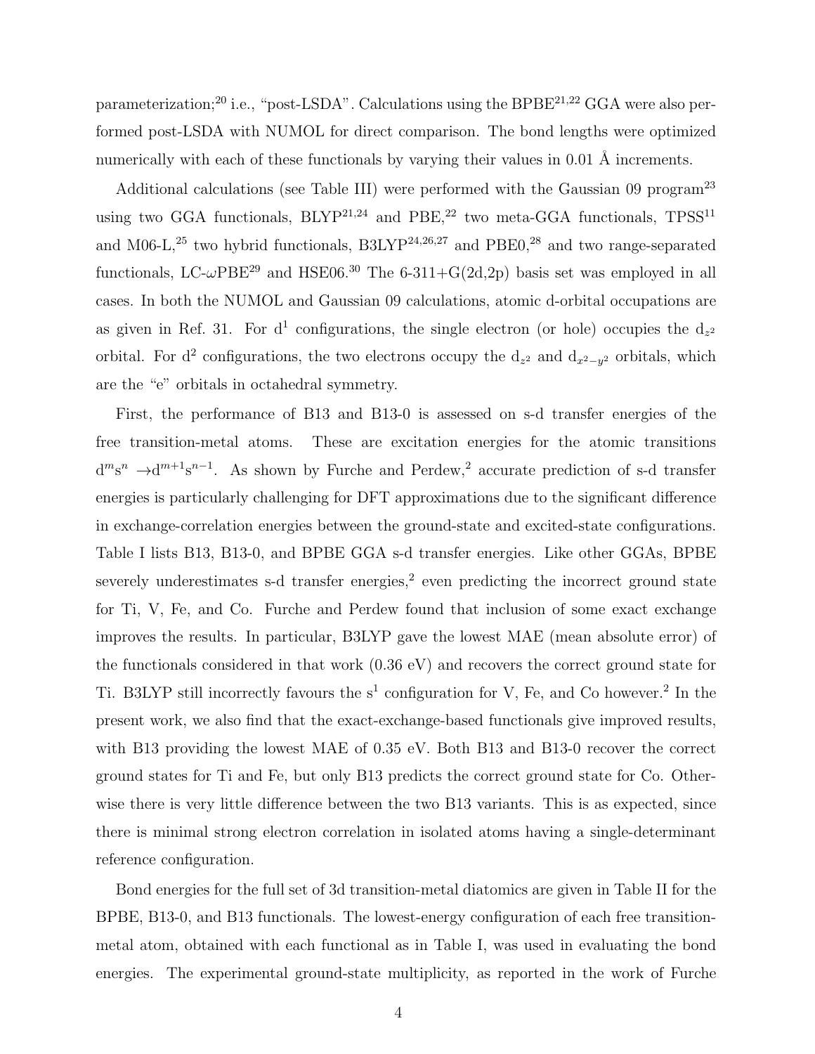parameterization;[20] i.e., "post-LSDA". Calculations using the BPBE[21,22] GGA were also performed post-LSDA with NUMOL for direct comparison. The bond lengths were optimized numerically with each of these functionals by varying their values in 0.01 Å increments.

Additional calculations (see Table III) were performed with the Gaussian 09 program[23] using two GGA functionals, BLYP[21,24] and PBE,[22] two meta-GGA functionals, TPSS[11] and M06-L,[25] two hybrid functionals, B3LYP[24,26,27] and PBE0,[28] and two range-separated functionals, LC-$\omega$PBE[29] and HSE06.[30] The 6-311+G(2d,2p) basis set was employed in all cases. In both the NUMOL and Gaussian 09 calculations, atomic d-orbital occupations are as given in Ref. 31. For $d^1$ configurations, the single electron (or hole) occupies the $d_{z^2}$ orbital. For $d^2$ configurations, the two electrons occupy the $d_{z^2}$ and $d_{x^2-y^2}$ orbitals, which are the "e" orbitals in octahedral symmetry.

First, the performance of B13 and B13-0 is assessed on s-d transfer energies of the free transition-metal atoms. These are excitation energies for the atomic transitions $d^m s^n \rightarrow d^{m+1} s^{n-1}$. As shown by Furche and Perdew,[2] accurate prediction of s-d transfer energies is particularly challenging for DFT approximations due to the significant difference in exchange-correlation energies between the ground-state and excited-state configurations. Table I lists B13, B13-0, and BPBE GGA s-d transfer energies. Like other GGAs, BPBE severely underestimates s-d transfer energies,[2] even predicting the incorrect ground state for Ti, V, Fe, and Co. Furche and Perdew found that inclusion of some exact exchange improves the results. In particular, B3LYP gave the lowest MAE (mean absolute error) of the functionals considered in that work (0.36 eV) and recovers the correct ground state for Ti. B3LYP still incorrectly favours the $s^1$ configuration for V, Fe, and Co however.[2] In the present work, we also find that the exact-exchange-based functionals give improved results, with B13 providing the lowest MAE of 0.35 eV. Both B13 and B13-0 recover the correct ground states for Ti and Fe, but only B13 predicts the correct ground state for Co. Otherwise there is very little difference between the two B13 variants. This is as expected, since there is minimal strong electron correlation in isolated atoms having a single-determinant reference configuration.

Bond energies for the full set of 3d transition-metal diatomics are given in Table II for the BPBE, B13-0, and B13 functionals. The lowest-energy configuration of each free transition-metal atom, obtained with each functional as in Table I, was used in evaluating the bond energies. The experimental ground-state multiplicity, as reported in the work of Furche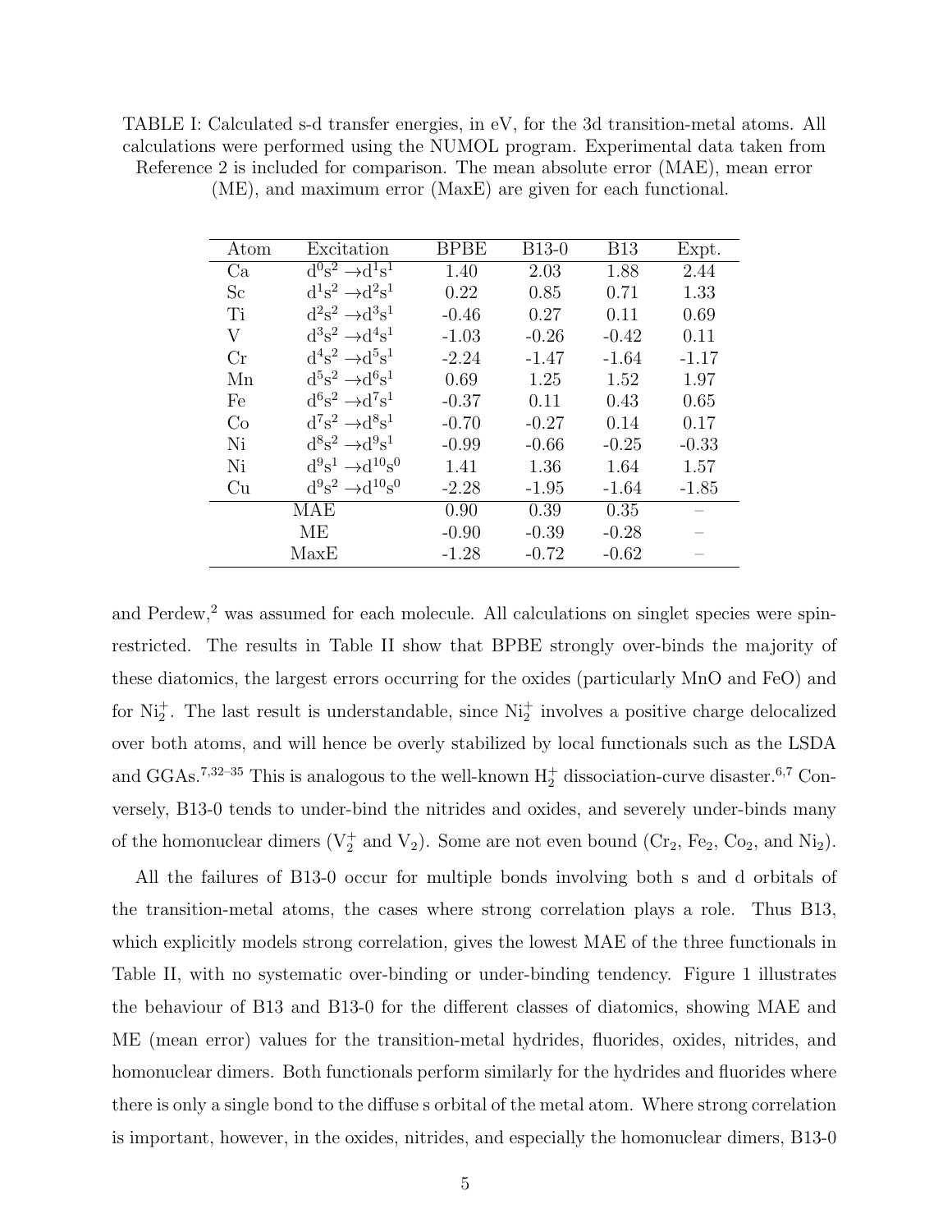TABLE I: Calculated s-d transfer energies, in eV, for the 3d transition-metal atoms. All calculations were performed using the NUMOL program. Experimental data taken from Reference 2 is included for comparison. The mean absolute error (MAE), mean error (ME), and maximum error (MaxE) are given for each functional.

| Atom | Excitation | BPBE | B13-0 | B13 | Expt. |
|---|---|---|---|---|---|
| Ca | $d^0s^2 \rightarrow d^1s^1$ | 1.40 | 2.03 | 1.88 | 2.44 |
| Sc | $d^1s^2 \rightarrow d^2s^1$ | 0.22 | 0.85 | 0.71 | 1.33 |
| Ti | $d^2s^2 \rightarrow d^3s^1$ | -0.46 | 0.27 | 0.11 | 0.69 |
| V | $d^3s^2 \rightarrow d^4s^1$ | -1.03 | -0.26 | -0.42 | 0.11 |
| Cr | $d^4s^2 \rightarrow d^5s^1$ | -2.24 | -1.47 | -1.64 | -1.17 |
| Mn | $d^5s^2 \rightarrow d^6s^1$ | 0.69 | 1.25 | 1.52 | 1.97 |
| Fe | $d^6s^2 \rightarrow d^7s^1$ | -0.37 | 0.11 | 0.43 | 0.65 |
| Co | $d^7s^2 \rightarrow d^8s^1$ | -0.70 | -0.27 | 0.14 | 0.17 |
| Ni | $d^8s^2 \rightarrow d^9s^1$ | -0.99 | -0.66 | -0.25 | -0.33 |
| Ni | $d^9s^1 \rightarrow d^{10}s^0$ | 1.41 | 1.36 | 1.64 | 1.57 |
| Cu | $d^9s^2 \rightarrow d^{10}s^0$ | -2.28 | -1.95 | -1.64 | -1.85 |
| MAE | | 0.90 | 0.39 | 0.35 | – |
| ME | | -0.90 | -0.39 | -0.28 | – |
| MaxE | | -1.28 | -0.72 | -0.62 | – |

and Perdew,[2] was assumed for each molecule. All calculations on singlet species were spin-restricted. The results in Table II show that BPBE strongly over-binds the majority of these diatomics, the largest errors occurring for the oxides (particularly MnO and FeO) and for $Ni_2^+$. The last result is understandable, since $Ni_2^+$ involves a positive charge delocalized over both atoms, and will hence be overly stabilized by local functionals such as the LSDA and GGAs.[7,32–35] This is analogous to the well-known $H_2^+$ dissociation-curve disaster.[6,7] Conversely, B13-0 tends to under-bind the nitrides and oxides, and severely under-binds many of the homonuclear dimers ($V_2^+$ and $V_2$). Some are not even bound ($Cr_2$, $Fe_2$, $Co_2$, and $Ni_2$).

All the failures of B13-0 occur for multiple bonds involving both s and d orbitals of the transition-metal atoms, the cases where strong correlation plays a role. Thus B13, which explicitly models strong correlation, gives the lowest MAE of the three functionals in Table II, with no systematic over-binding or under-binding tendency. Figure 1 illustrates the behaviour of B13 and B13-0 for the different classes of diatomics, showing MAE and ME (mean error) values for the transition-metal hydrides, fluorides, oxides, nitrides, and homonuclear dimers. Both functionals perform similarly for the hydrides and fluorides where there is only a single bond to the diffuse s orbital of the metal atom. Where strong correlation is important, however, in the oxides, nitrides, and especially the homonuclear dimers, B13-0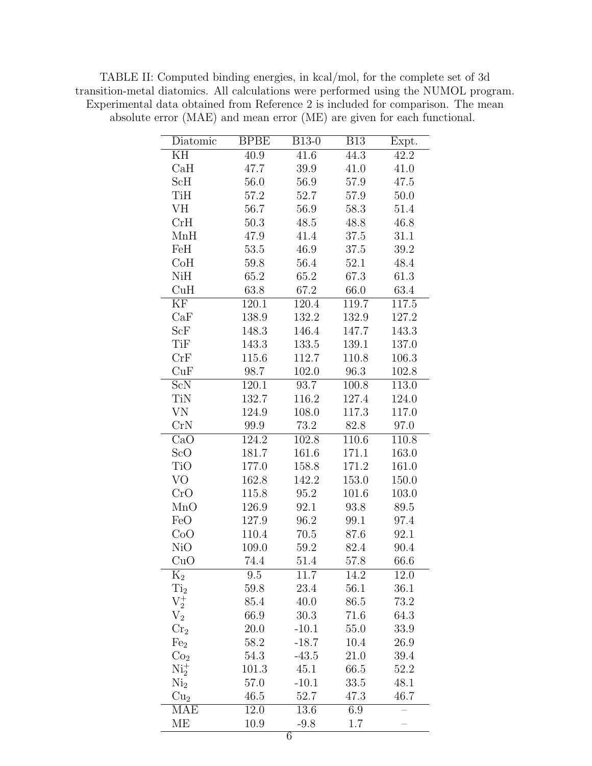TABLE II: Computed binding energies, in kcal/mol, for the complete set of 3d transition-metal diatomics. All calculations were performed using the NUMOL program. Experimental data obtained from Reference 2 is included for comparison. The mean absolute error (MAE) and mean error (ME) are given for each functional.

| Diatomic | BPBE | B13-0 | B13 | Expt. |
| --- | --- | --- | --- | --- |
| KH | 40.9 | 41.6 | 44.3 | 42.2 |
| CaH | 47.7 | 39.9 | 41.0 | 41.0 |
| ScH | 56.0 | 56.9 | 57.9 | 47.5 |
| TiH | 57.2 | 52.7 | 57.9 | 50.0 |
| VH | 56.7 | 56.9 | 58.3 | 51.4 |
| CrH | 50.3 | 48.5 | 48.8 | 46.8 |
| MnH | 47.9 | 41.4 | 37.5 | 31.1 |
| FeH | 53.5 | 46.9 | 37.5 | 39.2 |
| CoH | 59.8 | 56.4 | 52.1 | 48.4 |
| NiH | 65.2 | 65.2 | 67.3 | 61.3 |
| CuH | 63.8 | 67.2 | 66.0 | 63.4 |
| KF | 120.1 | 120.4 | 119.7 | 117.5 |
| CaF | 138.9 | 132.2 | 132.9 | 127.2 |
| ScF | 148.3 | 146.4 | 147.7 | 143.3 |
| TiF | 143.3 | 133.5 | 139.1 | 137.0 |
| CrF | 115.6 | 112.7 | 110.8 | 106.3 |
| CuF | 98.7 | 102.0 | 96.3 | 102.8 |
| ScN | 120.1 | 93.7 | 100.8 | 113.0 |
| TiN | 132.7 | 116.2 | 127.4 | 124.0 |
| VN | 124.9 | 108.0 | 117.3 | 117.0 |
| CrN | 99.9 | 73.2 | 82.8 | 97.0 |
| CaO | 124.2 | 102.8 | 110.6 | 110.8 |
| ScO | 181.7 | 161.6 | 171.1 | 163.0 |
| TiO | 177.0 | 158.8 | 171.2 | 161.0 |
| VO | 162.8 | 142.2 | 153.0 | 150.0 |
| CrO | 115.8 | 95.2 | 101.6 | 103.0 |
| MnO | 126.9 | 92.1 | 93.8 | 89.5 |
| FeO | 127.9 | 96.2 | 99.1 | 97.4 |
| CoO | 110.4 | 70.5 | 87.6 | 92.1 |
| NiO | 109.0 | 59.2 | 82.4 | 90.4 |
| CuO | 74.4 | 51.4 | 57.8 | 66.6 |
| $K_2$ | 9.5 | 11.7 | 14.2 | 12.0 |
| $Ti_2$ | 59.8 | 23.4 | 56.1 | 36.1 |
| $V_2^+$ | 85.4 | 40.0 | 86.5 | 73.2 |
| $V_2$ | 66.9 | 30.3 | 71.6 | 64.3 |
| $Cr_2$ | 20.0 | -10.1 | 55.0 | 33.9 |
| $Fe_2$ | 58.2 | -18.7 | 10.4 | 26.9 |
| $Co_2$ | 54.3 | -43.5 | 21.0 | 39.4 |
| $Ni_2^+$ | 101.3 | 45.1 | 66.5 | 52.2 |
| $Ni_2$ | 57.0 | -10.1 | 33.5 | 48.1 |
| $Cu_2$ | 46.5 | 52.7 | 47.3 | 46.7 |
| MAE | 12.0 | 13.6 | 6.9 | – |
| ME | 10.9 | -9.8 | 1.7 | – |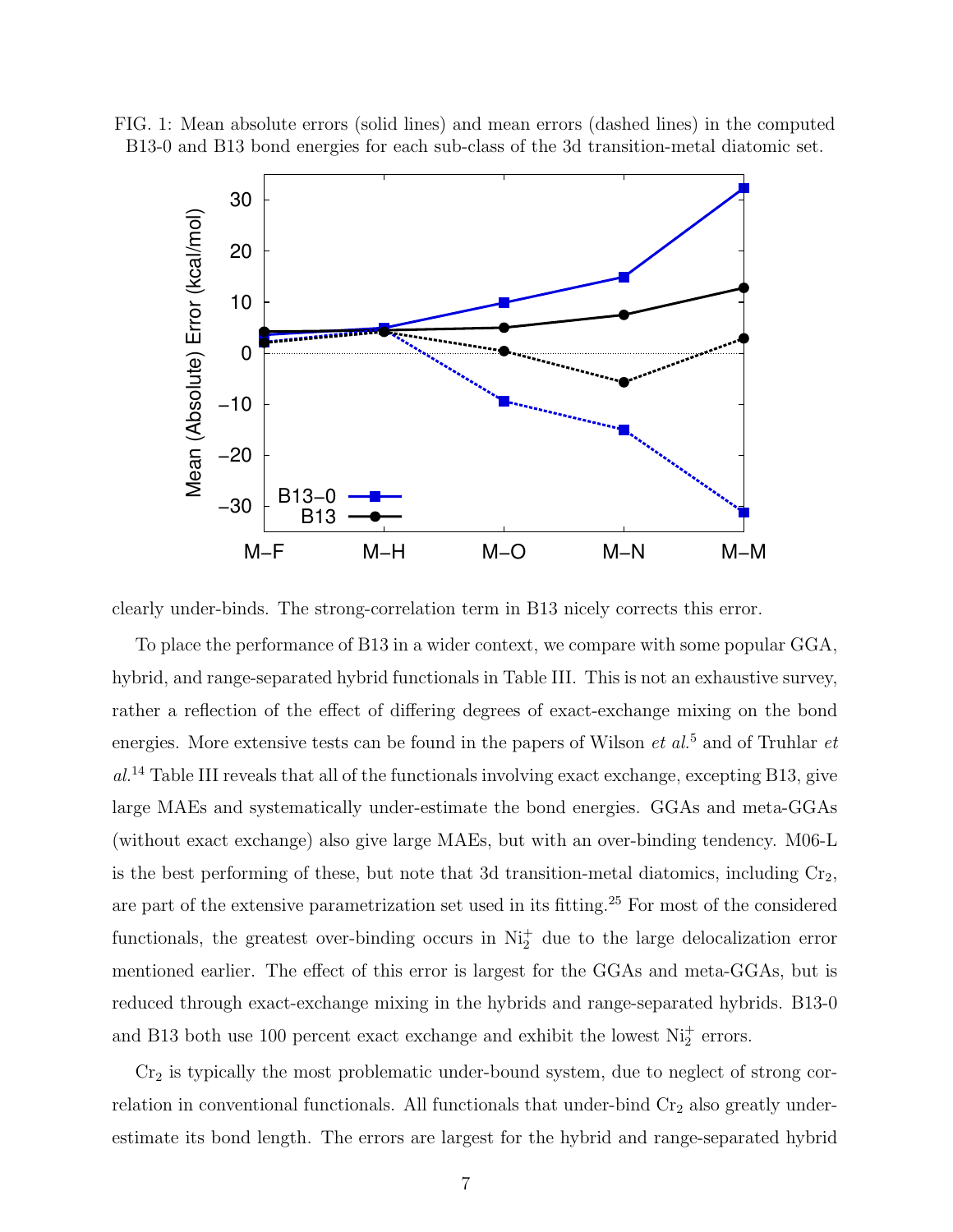FIG. 1: Mean absolute errors (solid lines) and mean errors (dashed lines) in the computed B13-0 and B13 bond energies for each sub-class of the 3d transition-metal diatomic set.

clearly under-binds. The strong-correlation term in B13 nicely corrects this error.

To place the performance of B13 in a wider context, we compare with some popular GGA, hybrid, and range-separated hybrid functionals in Table III. This is not an exhaustive survey, rather a reflection of the effect of differing degrees of exact-exchange mixing on the bond energies. More extensive tests can be found in the papers of Wilson *et al.*[5] and of Truhlar *et al.*[14] Table III reveals that all of the functionals involving exact exchange, excepting B13, give large MAEs and systematically under-estimate the bond energies. GGAs and meta-GGAs (without exact exchange) also give large MAEs, but with an over-binding tendency. M06-L is the best performing of these, but note that 3d transition-metal diatomics, including $Cr_2$, are part of the extensive parametrization set used in its fitting.[25] For most of the considered functionals, the greatest over-binding occurs in $Ni_2^+$ due to the large delocalization error mentioned earlier. The effect of this error is largest for the GGAs and meta-GGAs, but is reduced through exact-exchange mixing in the hybrids and range-separated hybrids. B13-0 and B13 both use 100 percent exact exchange and exhibit the lowest $Ni_2^+$ errors.

$Cr_2$ is typically the most problematic under-bound system, due to neglect of strong correlation in conventional functionals. All functionals that under-bind $Cr_2$ also greatly under-estimate its bond length. The errors are largest for the hybrid and range-separated hybrid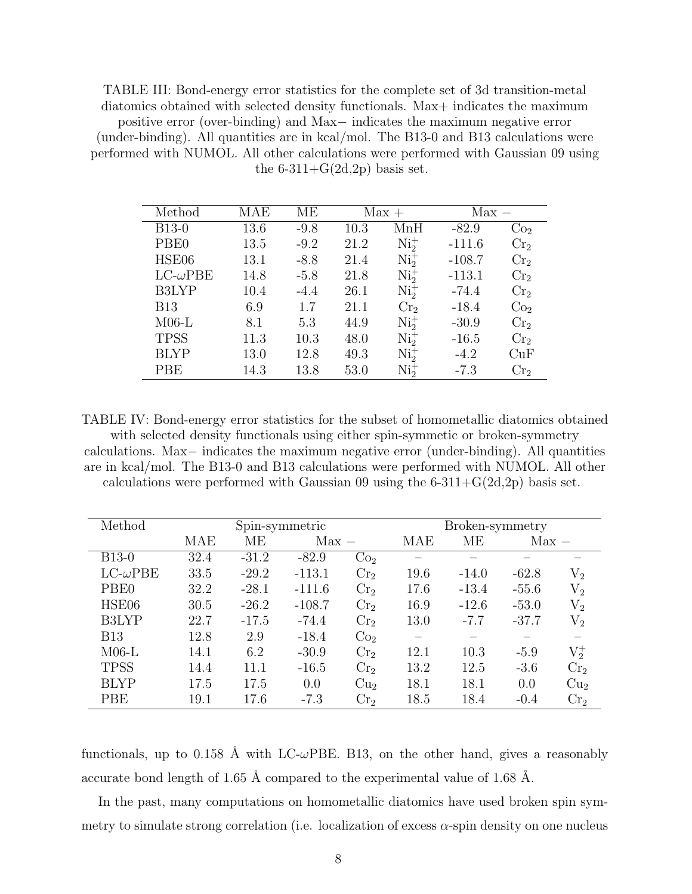TABLE III: Bond-energy error statistics for the complete set of 3d transition-metal diatomics obtained with selected density functionals. Max+ indicates the maximum positive error (over-binding) and Max− indicates the maximum negative error (under-binding). All quantities are in kcal/mol. The B13-0 and B13 calculations were performed with NUMOL. All other calculations were performed with Gaussian 09 using the 6-311+G(2d,2p) basis set.

| Method | MAE | ME | Max + | | Max − | |
|---|---|---|---|---|---|---|
| B13-0 | 13.6 | -9.8 | 10.3 | MnH | -82.9 | $Co_2$ |
| PBE0 | 13.5 | -9.2 | 21.2 | $Ni_2^+$ | -111.6 | $Cr_2$ |
| HSE06 | 13.1 | -8.8 | 21.4 | $Ni_2^+$ | -108.7 | $Cr_2$ |
| LC-$\omega$PBE | 14.8 | -5.8 | 21.8 | $Ni_2^+$ | -113.1 | $Cr_2$ |
| B3LYP | 10.4 | -4.4 | 26.1 | $Ni_2^+$ | -74.4 | $Cr_2$ |
| B13 | 6.9 | 1.7 | 21.1 | $Cr_2$ | -18.4 | $Co_2$ |
| M06-L | 8.1 | 5.3 | 44.9 | $Ni_2^+$ | -30.9 | $Cr_2$ |
| TPSS | 11.3 | 10.3 | 48.0 | $Ni_2^+$ | -16.5 | $Cr_2$ |
| BLYP | 13.0 | 12.8 | 49.3 | $Ni_2^+$ | -4.2 | CuF |
| PBE | 14.3 | 13.8 | 53.0 | $Ni_2^+$ | -7.3 | $Cr_2$ |

TABLE IV: Bond-energy error statistics for the subset of homometallic diatomics obtained with selected density functionals using either spin-symmetic or broken-symmetry calculations. Max− indicates the maximum negative error (under-binding). All quantities are in kcal/mol. The B13-0 and B13 calculations were performed with NUMOL. All other calculations were performed with Gaussian 09 using the 6-311+G(2d,2p) basis set.

| Method | Spin-symmetric | | | | Broken-symmetry | | | |
|---|---|---|---|---|---|---|---|---|
| | MAE | ME | Max − | | MAE | ME | Max − | |
| B13-0 | 32.4 | -31.2 | -82.9 | $Co_2$ | – | – | – | – |
| LC-$\omega$PBE | 33.5 | -29.2 | -113.1 | $Cr_2$ | 19.6 | -14.0 | -62.8 | $V_2$ |
| PBE0 | 32.2 | -28.1 | -111.6 | $Cr_2$ | 17.6 | -13.4 | -55.6 | $V_2$ |
| HSE06 | 30.5 | -26.2 | -108.7 | $Cr_2$ | 16.9 | -12.6 | -53.0 | $V_2$ |
| B3LYP | 22.7 | -17.5 | -74.4 | $Cr_2$ | 13.0 | -7.7 | -37.7 | $V_2$ |
| B13 | 12.8 | 2.9 | -18.4 | $Co_2$ | – | – | – | – |
| M06-L | 14.1 | 6.2 | -30.9 | $Cr_2$ | 12.1 | 10.3 | -5.9 | $V_2^+$ |
| TPSS | 14.4 | 11.1 | -16.5 | $Cr_2$ | 13.2 | 12.5 | -3.6 | $Cr_2$ |
| BLYP | 17.5 | 17.5 | 0.0 | $Cu_2$ | 18.1 | 18.1 | 0.0 | $Cu_2$ |
| PBE | 19.1 | 17.6 | -7.3 | $Cr_2$ | 18.5 | 18.4 | -0.4 | $Cr_2$ |

functionals, up to 0.158 Å with LC-$\omega$PBE. B13, on the other hand, gives a reasonably accurate bond length of 1.65 Å compared to the experimental value of 1.68 Å.

In the past, many computations on homometallic diatomics have used broken spin symmetry to simulate strong correlation (i.e. localization of excess $\alpha$-spin density on one nucleus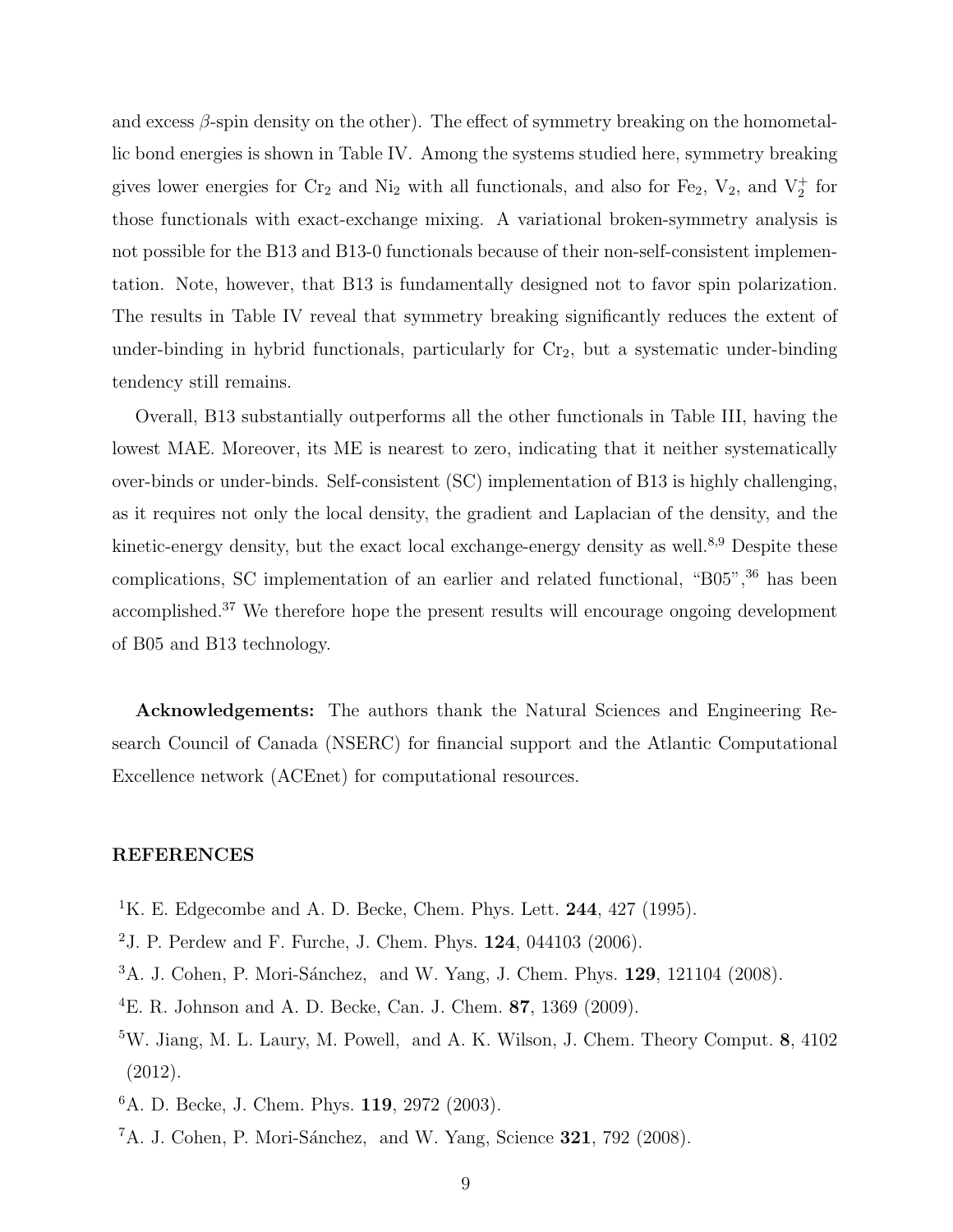and excess $\beta$-spin density on the other). The effect of symmetry breaking on the homometallic bond energies is shown in Table IV. Among the systems studied here, symmetry breaking gives lower energies for $Cr_2$ and $Ni_2$ with all functionals, and also for $Fe_2$, $V_2$, and $V_2^+$ for those functionals with exact-exchange mixing. A variational broken-symmetry analysis is not possible for the B13 and B13-0 functionals because of their non-self-consistent implementation. Note, however, that B13 is fundamentally designed not to favor spin polarization. The results in Table IV reveal that symmetry breaking significantly reduces the extent of under-binding in hybrid functionals, particularly for $Cr_2$, but a systematic under-binding tendency still remains.

Overall, B13 substantially outperforms all the other functionals in Table III, having the lowest MAE. Moreover, its ME is nearest to zero, indicating that it neither systematically over-binds or under-binds. Self-consistent (SC) implementation of B13 is highly challenging, as it requires not only the local density, the gradient and Laplacian of the density, and the kinetic-energy density, but the exact local exchange-energy density as well.[8,9] Despite these complications, SC implementation of an earlier and related functional, "B05",[36] has been accomplished.[37] We therefore hope the present results will encourage ongoing development of B05 and B13 technology.

**Acknowledgements:** The authors thank the Natural Sciences and Engineering Research Council of Canada (NSERC) for financial support and the Atlantic Computational Excellence network (ACEnet) for computational resources.

## REFERENCES

[1] K. E. Edgecombe and A. D. Becke, Chem. Phys. Lett. **244**, 427 (1995).

[2] J. P. Perdew and F. Furche, J. Chem. Phys. **124**, 044103 (2006).

[3] A. J. Cohen, P. Mori-Sánchez, and W. Yang, J. Chem. Phys. **129**, 121104 (2008).

[4] E. R. Johnson and A. D. Becke, Can. J. Chem. **87**, 1369 (2009).

[5] W. Jiang, M. L. Laury, M. Powell, and A. K. Wilson, J. Chem. Theory Comput. **8**, 4102 (2012).

[6] A. D. Becke, J. Chem. Phys. **119**, 2972 (2003).

[7] A. J. Cohen, P. Mori-Sánchez, and W. Yang, Science **321**, 792 (2008).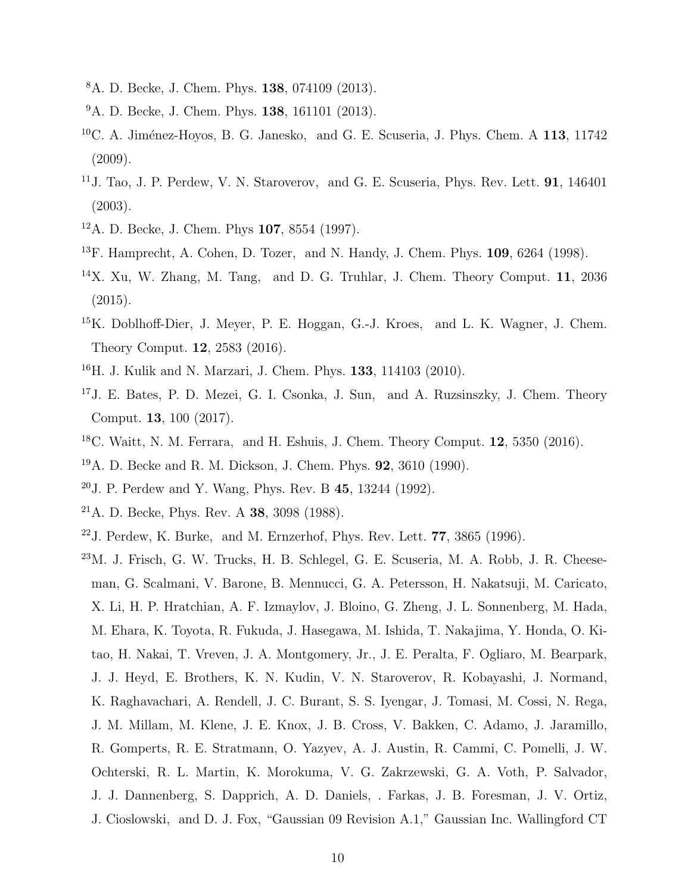[8] A. D. Becke, J. Chem. Phys. **138**, 074109 (2013).

[9] A. D. Becke, J. Chem. Phys. **138**, 161101 (2013).

[10] C. A. Jiménez-Hoyos, B. G. Janesko, and G. E. Scuseria, J. Phys. Chem. A **113**, 11742 (2009).

[11] J. Tao, J. P. Perdew, V. N. Staroverov, and G. E. Scuseria, Phys. Rev. Lett. **91**, 146401 (2003).

[12] A. D. Becke, J. Chem. Phys **107**, 8554 (1997).

[13] F. Hamprecht, A. Cohen, D. Tozer, and N. Handy, J. Chem. Phys. **109**, 6264 (1998).

[14] X. Xu, W. Zhang, M. Tang, and D. G. Truhlar, J. Chem. Theory Comput. **11**, 2036 (2015).

[15] K. Doblhoff-Dier, J. Meyer, P. E. Hoggan, G.-J. Kroes, and L. K. Wagner, J. Chem. Theory Comput. **12**, 2583 (2016).

[16] H. J. Kulik and N. Marzari, J. Chem. Phys. **133**, 114103 (2010).

[17] J. E. Bates, P. D. Mezei, G. I. Csonka, J. Sun, and A. Ruzsinszky, J. Chem. Theory Comput. **13**, 100 (2017).

[18] C. Waitt, N. M. Ferrara, and H. Eshuis, J. Chem. Theory Comput. **12**, 5350 (2016).

[19] A. D. Becke and R. M. Dickson, J. Chem. Phys. **92**, 3610 (1990).

[20] J. P. Perdew and Y. Wang, Phys. Rev. B **45**, 13244 (1992).

[21] A. D. Becke, Phys. Rev. A **38**, 3098 (1988).

[22] J. Perdew, K. Burke, and M. Ernzerhof, Phys. Rev. Lett. **77**, 3865 (1996).

[23] M. J. Frisch, G. W. Trucks, H. B. Schlegel, G. E. Scuseria, M. A. Robb, J. R. Cheeseman, G. Scalmani, V. Barone, B. Mennucci, G. A. Petersson, H. Nakatsuji, M. Caricato, X. Li, H. P. Hratchian, A. F. Izmaylov, J. Bloino, G. Zheng, J. L. Sonnenberg, M. Hada, M. Ehara, K. Toyota, R. Fukuda, J. Hasegawa, M. Ishida, T. Nakajima, Y. Honda, O. Kitao, H. Nakai, T. Vreven, J. A. Montgomery, Jr., J. E. Peralta, F. Ogliaro, M. Bearpark, J. J. Heyd, E. Brothers, K. N. Kudin, V. N. Staroverov, R. Kobayashi, J. Normand, K. Raghavachari, A. Rendell, J. C. Burant, S. S. Iyengar, J. Tomasi, M. Cossi, N. Rega, J. M. Millam, M. Klene, J. E. Knox, J. B. Cross, V. Bakken, C. Adamo, J. Jaramillo, R. Gomperts, R. E. Stratmann, O. Yazyev, A. J. Austin, R. Cammi, C. Pomelli, J. W. Ochterski, R. L. Martin, K. Morokuma, V. G. Zakrzewski, G. A. Voth, P. Salvador, J. J. Dannenberg, S. Dapprich, A. D. Daniels, . Farkas, J. B. Foresman, J. V. Ortiz, J. Cioslowski, and D. J. Fox, "Gaussian 09 Revision A.1," Gaussian Inc. Wallingford CT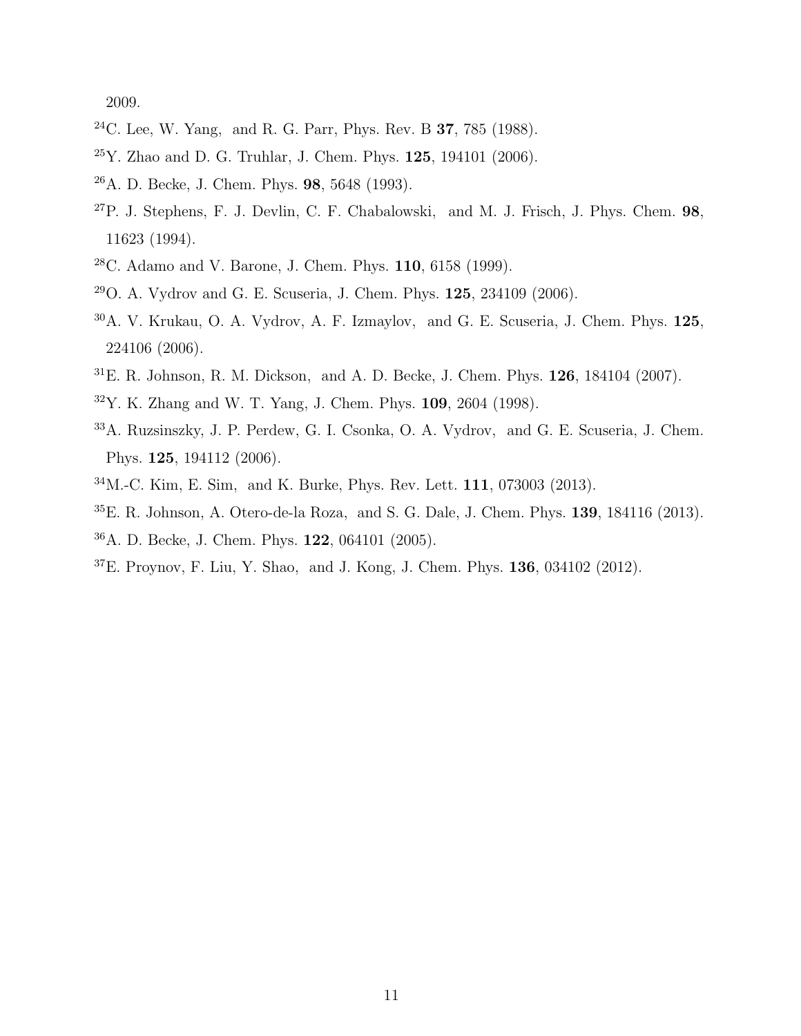2009.

[24]C. Lee, W. Yang, and R. G. Parr, Phys. Rev. B **37**, 785 (1988).

[25]Y. Zhao and D. G. Truhlar, J. Chem. Phys. **125**, 194101 (2006).

[26]A. D. Becke, J. Chem. Phys. **98**, 5648 (1993).

[27]P. J. Stephens, F. J. Devlin, C. F. Chabalowski, and M. J. Frisch, J. Phys. Chem. **98**, 11623 (1994).

[28]C. Adamo and V. Barone, J. Chem. Phys. **110**, 6158 (1999).

[29]O. A. Vydrov and G. E. Scuseria, J. Chem. Phys. **125**, 234109 (2006).

[30]A. V. Krukau, O. A. Vydrov, A. F. Izmaylov, and G. E. Scuseria, J. Chem. Phys. **125**, 224106 (2006).

[31]E. R. Johnson, R. M. Dickson, and A. D. Becke, J. Chem. Phys. **126**, 184104 (2007).

[32]Y. K. Zhang and W. T. Yang, J. Chem. Phys. **109**, 2604 (1998).

[33]A. Ruzsinszky, J. P. Perdew, G. I. Csonka, O. A. Vydrov, and G. E. Scuseria, J. Chem. Phys. **125**, 194112 (2006).

[34]M.-C. Kim, E. Sim, and K. Burke, Phys. Rev. Lett. **111**, 073003 (2013).

[35]E. R. Johnson, A. Otero-de-la Roza, and S. G. Dale, J. Chem. Phys. **139**, 184116 (2013).

[36]A. D. Becke, J. Chem. Phys. **122**, 064101 (2005).

[37]E. Proynov, F. Liu, Y. Shao, and J. Kong, J. Chem. Phys. **136**, 034102 (2012).